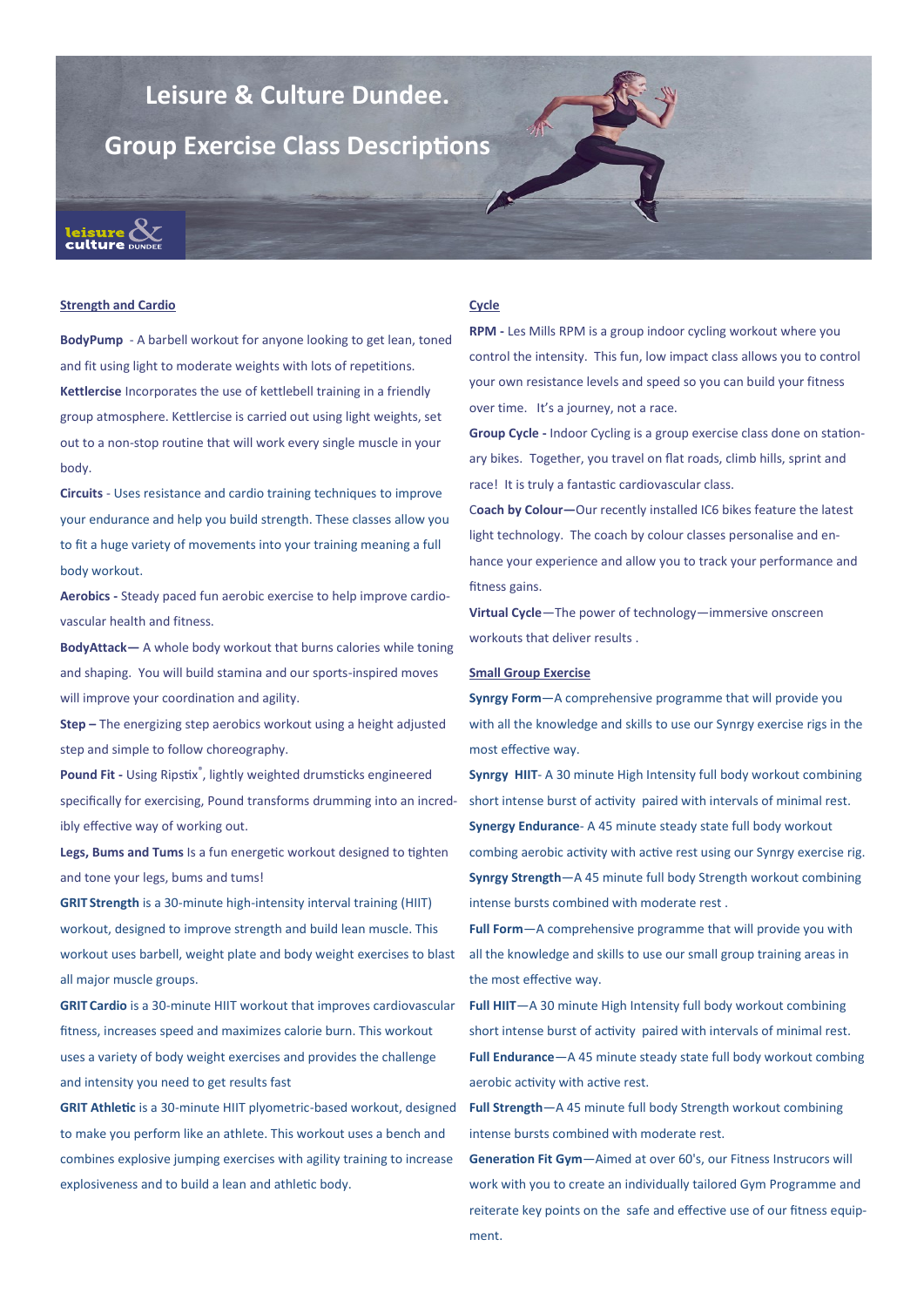# Leisure & Culture Dundee.

## Group Exercise Class Descriptions

leisure & culture DUNDEE

### Strength and Cardio

**BodyPump** - A barbell workout for anyone looking to get lean, toned and fit using light to moderate weights with lots of repetitions.

**Kettlercise** Incorporates the use of kettlebell training in a friendly group atmosphere. Kettlercise is carried out using light weights, set out to a non-stop routine that will work every single muscle in your body.

**Circuits** - Uses resistance and cardio training techniques to improve your endurance and help you build strength. These classes allow you to fit a huge variety of movements into your training meaning a full body workout.

**Aerobics -** Steady paced fun aerobic exercise to help improve cardiovascular health and fitness.

**BodyAttack—** A whole body workout that burns calories while toning and shaping. You will build stamina and our sports-inspired moves will improve your coordination and agility.

**Step –** The energizing step aerobics workout using a height adjusted step and simple to follow choreography.

**Pound Fit -** Using Ripstix®, lightly weighted drumsticks engineered specifically for exercising, Pound transforms drumming into an incredibly effective way of working out.

**Legs, Bums and Tums** Is a fun energetic workout designed to tighten and tone your legs, bums and tums!

**GRIT Strength** is a 30-minute high-intensity interval training (HIIT) workout, designed to improve strength and build lean muscle. This workout uses barbell, weight plate and body weight exercises to blast all major muscle groups.

**GRIT Cardio** is a 30-minute HIIT workout that improves cardiovascular fitness, increases speed and maximizes calorie burn. This workout uses a variety of body weight exercises and provides the challenge and intensity you need to get results fast

**GRIT Athletic** is a 30-minute HIIT plyometric-based workout, designed to make you perform like an athlete. This workout uses a bench and combines explosive jumping exercises with agility training to increase explosiveness and to build a lean and athletic body.

### Cycle

**RPM -** Les Mills RPM is a group indoor cycling workout where you control the intensity. This fun, low impact class allows you to control your own resistance levels and speed so you can build your fitness over time. It's a journey, not a race.

**Group Cycle -** Indoor Cycling is a group exercise class done on stationary bikes. Together, you travel on flat roads, climb hills, sprint and race! It is truly a fantastic cardiovascular class.

**Coach by Colour—**Our recently installed IC6 bikes feature the latest light technology. The coach by colour classes personalise and enhance your experience and allow you to track your performance and fitness gains.

**Virtual Cycle**—The power of technology—immersive onscreen workouts that deliver results .

### Small Group Exercise

**Synrgy Form**—A comprehensive programme that will provide you with all the knowledge and skills to use our Synrgy exercise rigs in the most effective way.

**Synrgy HIIT**- A 30 minute High Intensity full body workout combining short intense burst of activity paired with intervals of minimal rest.

**Synergy Endurance**- A 45 minute steady state full body workout combing aerobic activity with active rest using our Synrgy exercise rig.

**Synrgy Strength**—A 45 minute full body Strength workout combining intense bursts combined with moderate rest .

**Full Form**—A comprehensive programme that will provide you with all the knowledge and skills to use our small group training areas in the most effective way.

**Full HIIT**—A 30 minute High Intensity full body workout combining short intense burst of activity paired with intervals of minimal rest.

**Full Endurance**—A 45 minute steady state full body workout combing aerobic activity with active rest.

**Full Strength**—A 45 minute full body Strength workout combining intense bursts combined with moderate rest.

**Generation Fit Gym**—Aimed at over 60's, our Fitness Instrucors will work with you to create an individually tailored Gym Programme and reiterate key points on the safe and effective use of our fitness equipment.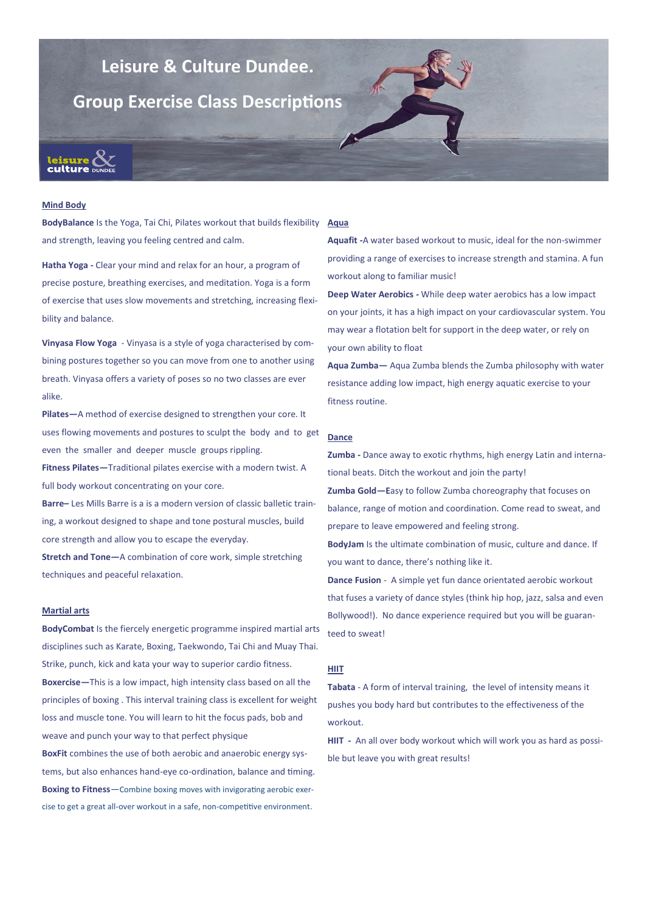# Leisure & Culture Dundee.

## Group Exercise Class Descriptions

### Mind Body

**BodyBalance** Is the Yoga, Tai Chi, Pilates workout that builds flexibility and strength, leaving you feeling centred and calm.

**Hatha Yoga -** Clear your mind and relax for an hour, a program of precise posture, breathing exercises, and meditation. Yoga is a form of exercise that uses slow movements and stretching, increasing flexibility and balance.

**Vinyasa Flow Yoga** - Vinyasa is a style of yoga characterised by combining postures together so you can move from one to another using breath. Vinyasa offers a variety of poses so no two classes are ever alike.

**Pilates—**A method of exercise designed to strengthen your core. It uses flowing movements and postures to sculpt the body and to get even the smaller and deeper muscle groups rippling.

**Fitness Pilates—**Traditional pilates exercise with a modern twist. A full body workout concentrating on your core.

**Barre–** Les Mills Barre is a is a modern version of classic balletic training, a workout designed to shape and tone postural muscles, build core strength and allow you to escape the everyday.

**Stretch and Tone—**A combination of core work, simple stretching techniques and peaceful relaxation.

### Martial arts

**BodyCombat** Is the fiercely energetic programme inspired martial arts disciplines such as Karate, Boxing, Taekwondo, Tai Chi and Muay Thai. Strike, punch, kick and kata your way to superior cardio fitness.

**Boxercise—**This is a low impact, high intensity class based on all the principles of boxing . This interval training class is excellent for weight loss and muscle tone. You will learn to hit the focus pads, bob and weave and punch your way to that perfect physique

**BoxFit** combines the use of both aerobic and anaerobic energy systems, but also enhances hand-eye co-ordination, balance and timing.

**Boxing to Fitness**—Combine boxing moves with invigorating aerobic exercise to get a great all-over workout in a safe, non-competitive environment.

### Aqua

**Aquafit -**A water based workout to music, ideal for the non-swimmer providing a range of exercises to increase strength and stamina. A fun workout along to familiar music!

**Deep Water Aerobics -** While deep water aerobics has a low impact on your joints, it has a high impact on your cardiovascular system. You may wear a flotation belt for support in the deep water, or rely on your own ability to float

**Aqua Zumba—** Aqua Zumba blends the Zumba philosophy with water resistance adding low impact, high energy aquatic exercise to your fitness routine.

### Dance

**Zumba -** Dance away to exotic rhythms, high energy Latin and international beats. Ditch the workout and join the party!

**Zumba Gold—E**asy to follow Zumba choreography that focuses on balance, range of motion and coordination. Come read to sweat, and prepare to leave empowered and feeling strong.

**BodyJam** Is the ultimate combination of music, culture and dance. If you want to dance, there's nothing like it.

**Dance Fusion** - A simple yet fun dance orientated aerobic workout that fuses a variety of dance styles (think hip hop, jazz, salsa and even Bollywood!). No dance experience required but you will be guaranteed to sweat!

### HIIT

**Tabata** - A form of interval training, the level of intensity means it pushes you body hard but contributes to the effectiveness of the workout.

**HIIT -** An all over body workout which will work you as hard as possible but leave you with great results!